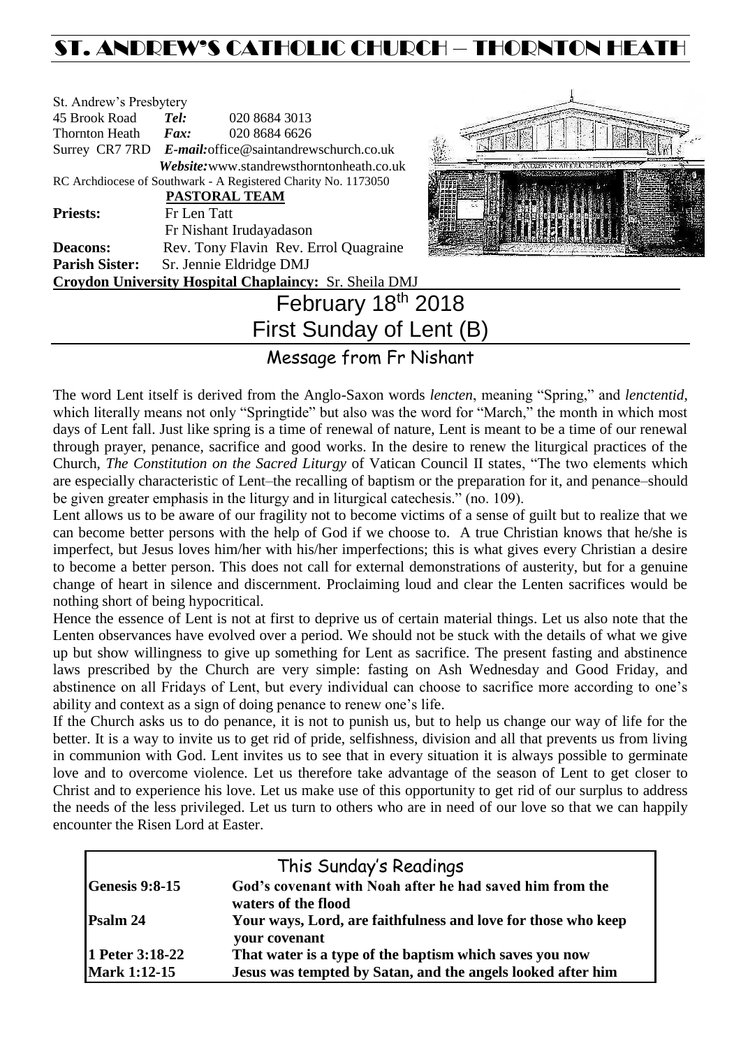# ST. ANDREW'S CATHOLIC CHURCH – THORNTON HEATH

St. Andrew's Presbytery
45 Brook Road *Tel:* 020 8684 3013
Thornton Heath *Fax:* 020 8684 6626
Surrey CR7 7RD *E-mail:*office@saintandrewschurch.co.uk
*Website:*www.standrewsthorntonheath.co.uk
RC Archdiocese of Southwark - A Registered Charity No. 1173050

**PASTORAL TEAM**

**Priests:** Fr Len Tatt
Fr Nishant Irudayadason
**Deacons:** Rev. Tony Flavin Rev. Errol Quagraine
**Parish Sister:** Sr. Jennie Eldridge DMJ
**Croydon University Hospital Chaplaincy:** Sr. Sheila DMJ

# February 18th 2018
# First Sunday of Lent (B)

## Message from Fr Nishant

The word Lent itself is derived from the Anglo-Saxon words *lencten*, meaning "Spring," and *lenctentid*, which literally means not only "Springtide" but also was the word for "March," the month in which most days of Lent fall. Just like spring is a time of renewal of nature, Lent is meant to be a time of our renewal through prayer, penance, sacrifice and good works. In the desire to renew the liturgical practices of the Church, *The Constitution on the Sacred Liturgy* of Vatican Council II states, "The two elements which are especially characteristic of Lent–the recalling of baptism or the preparation for it, and penance–should be given greater emphasis in the liturgy and in liturgical catechesis." (no. 109).

Lent allows us to be aware of our fragility not to become victims of a sense of guilt but to realize that we can become better persons with the help of God if we choose to. A true Christian knows that he/she is imperfect, but Jesus loves him/her with his/her imperfections; this is what gives every Christian a desire to become a better person. This does not call for external demonstrations of austerity, but for a genuine change of heart in silence and discernment. Proclaiming loud and clear the Lenten sacrifices would be nothing short of being hypocritical.

Hence the essence of Lent is not at first to deprive us of certain material things. Let us also note that the Lenten observances have evolved over a period. We should not be stuck with the details of what we give up but show willingness to give up something for Lent as sacrifice. The present fasting and abstinence laws prescribed by the Church are very simple: fasting on Ash Wednesday and Good Friday, and abstinence on all Fridays of Lent, but every individual can choose to sacrifice more according to one's ability and context as a sign of doing penance to renew one's life.

If the Church asks us to do penance, it is not to punish us, but to help us change our way of life for the better. It is a way to invite us to get rid of pride, selfishness, division and all that prevents us from living in communion with God. Lent invites us to see that in every situation it is always possible to germinate love and to overcome violence. Let us therefore take advantage of the season of Lent to get closer to Christ and to experience his love. Let us make use of this opportunity to get rid of our surplus to address the needs of the less privileged. Let us turn to others who are in need of our love so that we can happily encounter the Risen Lord at Easter.

## This Sunday's Readings

| | |
|---|---|
| **Genesis 9:8-15** | **God's covenant with Noah after he had saved him from the waters of the flood** |
| **Psalm 24** | **Your ways, Lord, are faithfulness and love for those who keep your covenant** |
| **1 Peter 3:18-22** | **That water is a type of the baptism which saves you now** |
| **Mark 1:12-15** | **Jesus was tempted by Satan, and the angels looked after him** |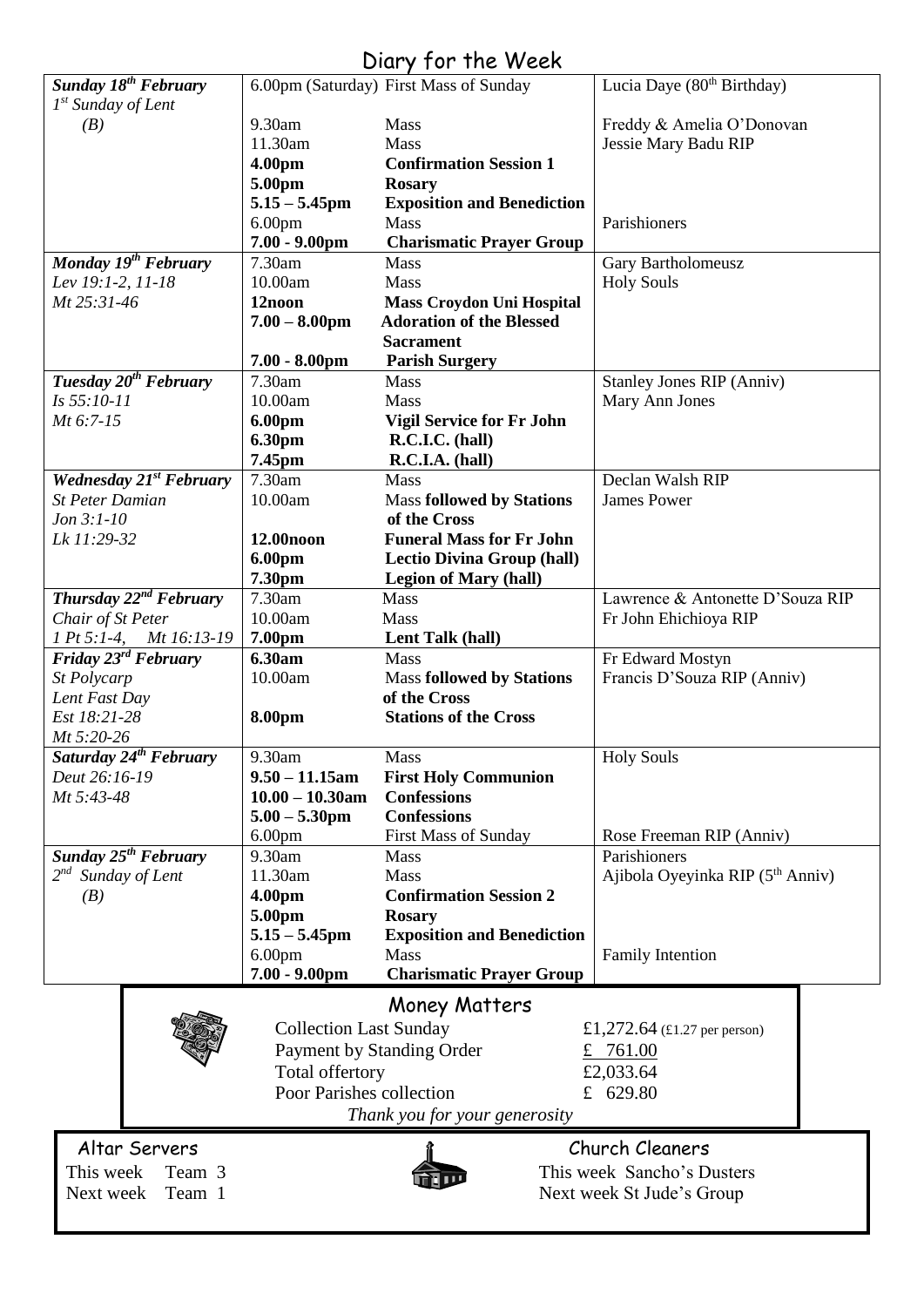# Diary for the Week

| Day | Time | Event | Intention |
|---|---|---|---|
| ***Sunday 18th February*** *1st Sunday of Lent (B)* | 6.00pm (Saturday) | First Mass of Sunday | Lucia Daye (80th Birthday) |
| | 9.30am | Mass | Freddy & Amelia O'Donovan |
| | 11.30am | Mass | Jessie Mary Badu RIP |
| | **4.00pm** | **Confirmation Session 1** | |
| | **5.00pm** | **Rosary** | |
| | **5.15 – 5.45pm** | **Exposition and Benediction** | |
| | 6.00pm | Mass | Parishioners |
| | **7.00 - 9.00pm** | **Charismatic Prayer Group** | |
| ***Monday 19th February*** *Lev 19:1-2, 11-18* *Mt 25:31-46* | 7.30am | Mass | Gary Bartholomeusz |
| | 10.00am | Mass | Holy Souls |
| | **12noon** | **Mass Croydon Uni Hospital** | |
| | **7.00 – 8.00pm** | **Adoration of the Blessed Sacrament** | |
| | **7.00 - 8.00pm** | **Parish Surgery** | |
| ***Tuesday 20th February*** *Is 55:10-11* *Mt 6:7-15* | 7.30am | Mass | Stanley Jones RIP (Anniv) |
| | 10.00am | Mass | Mary Ann Jones |
| | **6.00pm** | **Vigil Service for Fr John** | |
| | **6.30pm** | **R.C.I.C. (hall)** | |
| | **7.45pm** | **R.C.I.A. (hall)** | |
| ***Wednesday 21st February*** *St Peter Damian* *Jon 3:1-10* *Lk 11:29-32* | 7.30am | Mass | Declan Walsh RIP |
| | 10.00am | Mass **followed by Stations of the Cross** | James Power |
| | **12.00noon** | **Funeral Mass for Fr John** | |
| | **6.00pm** | **Lectio Divina Group (hall)** | |
| | **7.30pm** | **Legion of Mary (hall)** | |
| ***Thursday 22nd February*** *Chair of St Peter* *1 Pt 5:1-4, Mt 16:13-19* | 7.30am | Mass | Lawrence & Antonette D'Souza RIP |
| | 10.00am | Mass | Fr John Ehichioya RIP |
| | **7.00pm** | **Lent Talk (hall)** | |
| ***Friday 23rd February*** *St Polycarp* *Lent Fast Day* *Est 18:21-28* *Mt 5:20-26* | **6.30am** | Mass | Fr Edward Mostyn |
| | 10.00am | Mass **followed by Stations of the Cross** | Francis D'Souza RIP (Anniv) |
| | **8.00pm** | **Stations of the Cross** | |
| ***Saturday 24th February*** *Deut 26:16-19* *Mt 5:43-48* | 9.30am | Mass | Holy Souls |
| | **9.50 – 11.15am** | **First Holy Communion** | |
| | **10.00 – 10.30am** | **Confessions** | |
| | **5.00 – 5.30pm** | **Confessions** | |
| | 6.00pm | First Mass of Sunday | Rose Freeman RIP (Anniv) |
| ***Sunday 25th February*** *2nd Sunday of Lent (B)* | 9.30am | Mass | Parishioners |
| | 11.30am | Mass | Ajibola Oyeyinka RIP (5th Anniv) |
| | **4.00pm** | **Confirmation Session 2** | |
| | **5.00pm** | **Rosary** | |
| | **5.15 – 5.45pm** | **Exposition and Benediction** | |
| | 6.00pm | Mass | Family Intention |
| | **7.00 - 9.00pm** | **Charismatic Prayer Group** | |

## Money Matters

| | |
|---|---|
| Collection Last Sunday | £1,272.64 (£1.27 per person) |
| Payment by Standing Order | £ 761.00 |
| Total offertory | £2,033.64 |
| Poor Parishes collection | £ 629.80 |

*Thank you for your generosity*

## Altar Servers

This week Team 3
Next week Team 1

## Church Cleaners

This week Sancho's Dusters
Next week St Jude's Group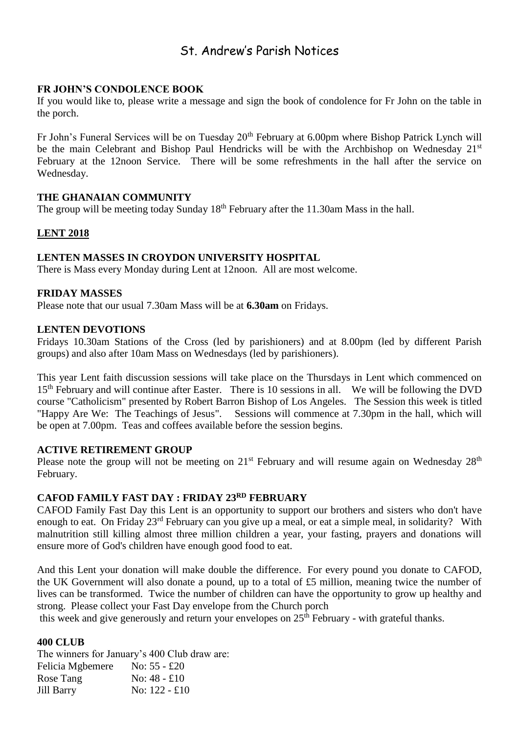# St. Andrew's Parish Notices

**FR JOHN'S CONDOLENCE BOOK**

If you would like to, please write a message and sign the book of condolence for Fr John on the table in the porch.

Fr John's Funeral Services will be on Tuesday 20th February at 6.00pm where Bishop Patrick Lynch will be the main Celebrant and Bishop Paul Hendricks will be with the Archbishop on Wednesday 21st February at the 12noon Service. There will be some refreshments in the hall after the service on Wednesday.

**THE GHANAIAN COMMUNITY**

The group will be meeting today Sunday 18th February after the 11.30am Mass in the hall.

**LENT 2018**

**LENTEN MASSES IN CROYDON UNIVERSITY HOSPITAL**

There is Mass every Monday during Lent at 12noon. All are most welcome.

**FRIDAY MASSES**

Please note that our usual 7.30am Mass will be at **6.30am** on Fridays.

**LENTEN DEVOTIONS**

Fridays 10.30am Stations of the Cross (led by parishioners) and at 8.00pm (led by different Parish groups) and also after 10am Mass on Wednesdays (led by parishioners).

This year Lent faith discussion sessions will take place on the Thursdays in Lent which commenced on 15th February and will continue after Easter. There is 10 sessions in all. We will be following the DVD course "Catholicism" presented by Robert Barron Bishop of Los Angeles. The Session this week is titled "Happy Are We: The Teachings of Jesus". Sessions will commence at 7.30pm in the hall, which will be open at 7.00pm. Teas and coffees available before the session begins.

**ACTIVE RETIREMENT GROUP**

Please note the group will not be meeting on 21st February and will resume again on Wednesday 28th February.

**CAFOD FAMILY FAST DAY : FRIDAY 23RD FEBRUARY**

CAFOD Family Fast Day this Lent is an opportunity to support our brothers and sisters who don't have enough to eat. On Friday 23rd February can you give up a meal, or eat a simple meal, in solidarity? With malnutrition still killing almost three million children a year, your fasting, prayers and donations will ensure more of God's children have enough good food to eat.

And this Lent your donation will make double the difference. For every pound you donate to CAFOD, the UK Government will also donate a pound, up to a total of £5 million, meaning twice the number of lives can be transformed. Twice the number of children can have the opportunity to grow up healthy and strong. Please collect your Fast Day envelope from the Church porch this week and give generously and return your envelopes on 25th February - with grateful thanks.

**400 CLUB**

The winners for January's 400 Club draw are:

Felicia Mgbemere No: 55 - £20
Rose Tang No: 48 - £10
Jill Barry No: 122 - £10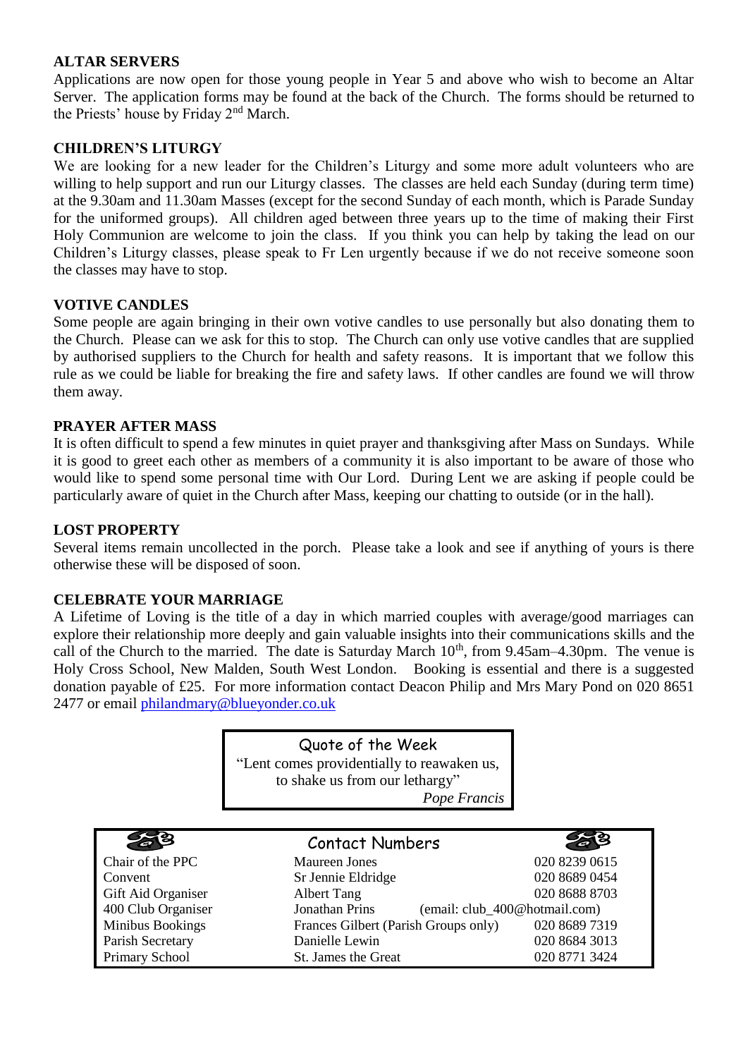## ALTAR SERVERS

Applications are now open for those young people in Year 5 and above who wish to become an Altar Server. The application forms may be found at the back of the Church. The forms should be returned to the Priests' house by Friday 2nd March.

## CHILDREN'S LITURGY

We are looking for a new leader for the Children's Liturgy and some more adult volunteers who are willing to help support and run our Liturgy classes. The classes are held each Sunday (during term time) at the 9.30am and 11.30am Masses (except for the second Sunday of each month, which is Parade Sunday for the uniformed groups). All children aged between three years up to the time of making their First Holy Communion are welcome to join the class. If you think you can help by taking the lead on our Children's Liturgy classes, please speak to Fr Len urgently because if we do not receive someone soon the classes may have to stop.

## VOTIVE CANDLES

Some people are again bringing in their own votive candles to use personally but also donating them to the Church. Please can we ask for this to stop. The Church can only use votive candles that are supplied by authorised suppliers to the Church for health and safety reasons. It is important that we follow this rule as we could be liable for breaking the fire and safety laws. If other candles are found we will throw them away.

## PRAYER AFTER MASS

It is often difficult to spend a few minutes in quiet prayer and thanksgiving after Mass on Sundays. While it is good to greet each other as members of a community it is also important to be aware of those who would like to spend some personal time with Our Lord. During Lent we are asking if people could be particularly aware of quiet in the Church after Mass, keeping our chatting to outside (or in the hall).

## LOST PROPERTY

Several items remain uncollected in the porch. Please take a look and see if anything of yours is there otherwise these will be disposed of soon.

## CELEBRATE YOUR MARRIAGE

A Lifetime of Loving is the title of a day in which married couples with average/good marriages can explore their relationship more deeply and gain valuable insights into their communications skills and the call of the Church to the married. The date is Saturday March 10th, from 9.45am–4.30pm. The venue is Holy Cross School, New Malden, South West London. Booking is essential and there is a suggested donation payable of £25. For more information contact Deacon Philip and Mrs Mary Pond on 020 8651 2477 or email philandmary@blueyonder.co.uk

**Quote of the Week**

"Lent comes providentially to reawaken us, to shake us from our lethargy"

*Pope Francis*

**Contact Numbers**

| | | |
|---|---|---|
| Chair of the PPC | Maureen Jones | 020 8239 0615 |
| Convent | Sr Jennie Eldridge | 020 8689 0454 |
| Gift Aid Organiser | Albert Tang | 020 8688 8703 |
| 400 Club Organiser | Jonathan Prins | (email: club_400@hotmail.com) |
| Minibus Bookings | Frances Gilbert (Parish Groups only) | 020 8689 7319 |
| Parish Secretary | Danielle Lewin | 020 8684 3013 |
| Primary School | St. James the Great | 020 8771 3424 |